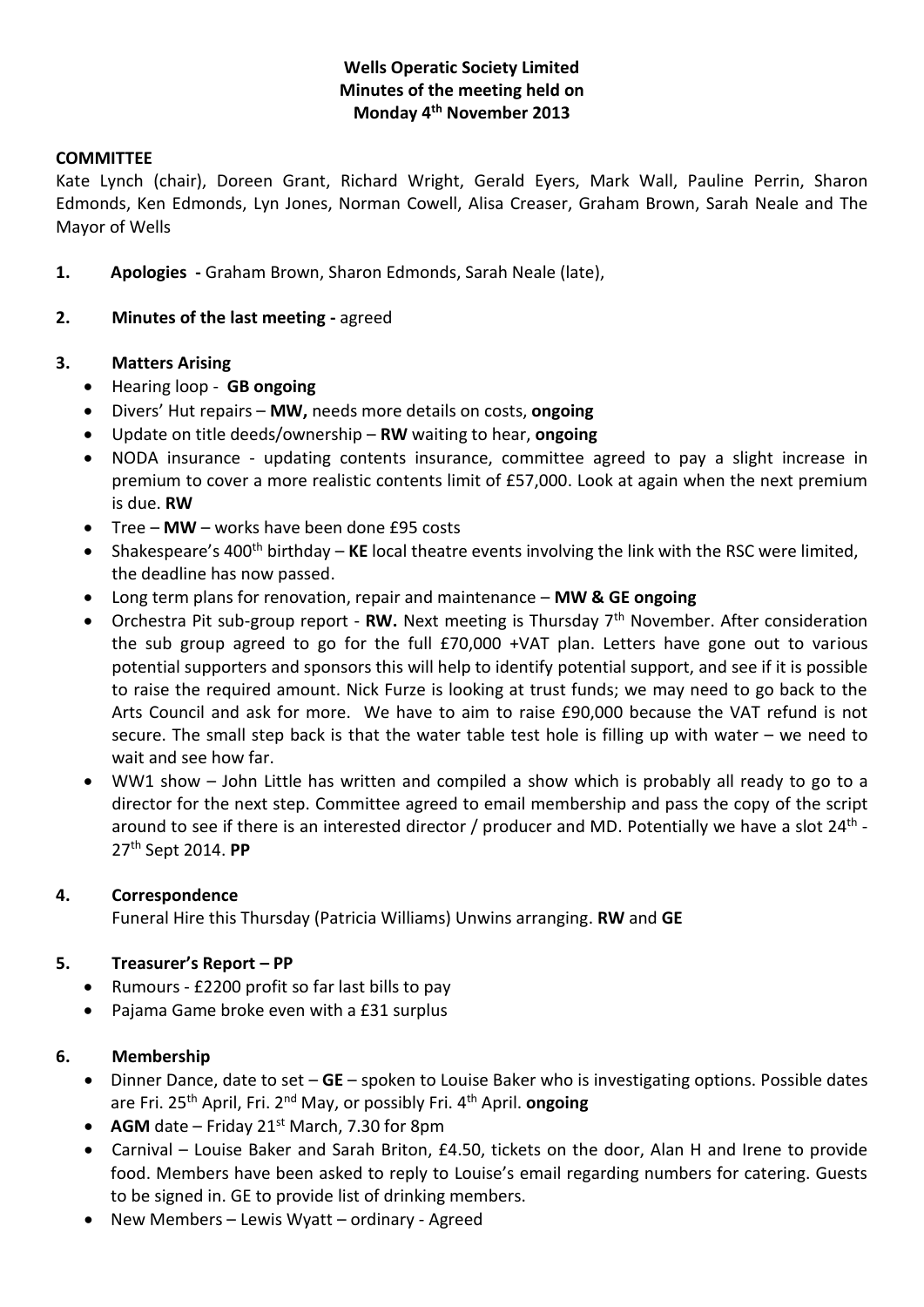**Wells Operatic Society Limited**
**Minutes of the meeting held on**
**Monday 4th November 2013**

**COMMITTEE**

Kate Lynch (chair), Doreen Grant, Richard Wright, Gerald Eyers, Mark Wall, Pauline Perrin, Sharon Edmonds, Ken Edmonds, Lyn Jones, Norman Cowell, Alisa Creaser, Graham Brown, Sarah Neale and The Mayor of Wells

1. **Apologies -** Graham Brown, Sharon Edmonds, Sarah Neale (late),

2. **Minutes of the last meeting -** agreed

3. **Matters Arising**
   - Hearing loop - **GB ongoing**
   - Divers' Hut repairs – **MW,** needs more details on costs, **ongoing**
   - Update on title deeds/ownership – **RW** waiting to hear, **ongoing**
   - NODA insurance - updating contents insurance, committee agreed to pay a slight increase in premium to cover a more realistic contents limit of £57,000. Look at again when the next premium is due. **RW**
   - Tree – **MW** – works have been done £95 costs
   - Shakespeare's 400th birthday – **KE** local theatre events involving the link with the RSC were limited, the deadline has now passed.
   - Long term plans for renovation, repair and maintenance – **MW & GE ongoing**
   - Orchestra Pit sub-group report - **RW.** Next meeting is Thursday 7th November. After consideration the sub group agreed to go for the full £70,000 +VAT plan. Letters have gone out to various potential supporters and sponsors this will help to identify potential support, and see if it is possible to raise the required amount. Nick Furze is looking at trust funds; we may need to go back to the Arts Council and ask for more. We have to aim to raise £90,000 because the VAT refund is not secure. The small step back is that the water table test hole is filling up with water – we need to wait and see how far.
   - WW1 show – John Little has written and compiled a show which is probably all ready to go to a director for the next step. Committee agreed to email membership and pass the copy of the script around to see if there is an interested director / producer and MD. Potentially we have a slot 24th - 27th Sept 2014. **PP**

4. **Correspondence**

   Funeral Hire this Thursday (Patricia Williams) Unwins arranging. **RW** and **GE**

5. **Treasurer's Report – PP**
   - Rumours - £2200 profit so far last bills to pay
   - Pajama Game broke even with a £31 surplus

6. **Membership**
   - Dinner Dance, date to set – **GE** – spoken to Louise Baker who is investigating options. Possible dates are Fri. 25th April, Fri. 2nd May, or possibly Fri. 4th April. **ongoing**
   - **AGM** date – Friday 21st March, 7.30 for 8pm
   - Carnival – Louise Baker and Sarah Briton, £4.50, tickets on the door, Alan H and Irene to provide food. Members have been asked to reply to Louise's email regarding numbers for catering. Guests to be signed in. GE to provide list of drinking members.
   - New Members – Lewis Wyatt – ordinary - Agreed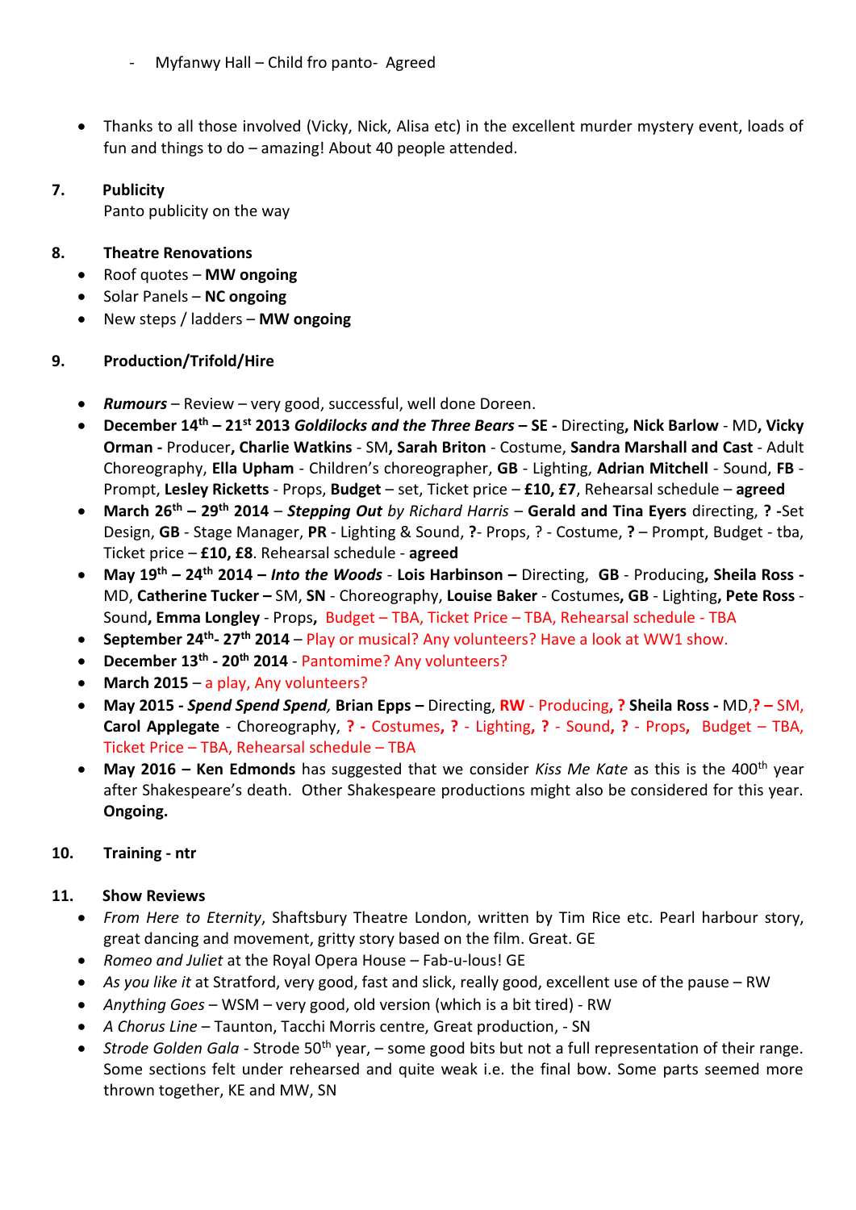- Myfanwy Hall – Child fro panto- Agreed

- Thanks to all those involved (Vicky, Nick, Alisa etc) in the excellent murder mystery event, loads of fun and things to do – amazing! About 40 people attended.

**7. Publicity**

Panto publicity on the way

**8. Theatre Renovations**

- Roof quotes – **MW ongoing**
- Solar Panels – **NC ongoing**
- New steps / ladders – **MW ongoing**

**9. Production/Trifold/Hire**

- ***Rumours*** – Review – very good, successful, well done Doreen.
- **December 14th – 21st 2013 *Goldilocks and the Three Bears* – SE -** Directing**, Nick Barlow** - MD**, Vicky Orman -** Producer**, Charlie Watkins** - SM**, Sarah Briton** - Costume, **Sandra Marshall and Cast** - Adult Choreography, **Ella Upham** - Children's choreographer, **GB** - Lighting, **Adrian Mitchell** - Sound, **FB** - Prompt, **Lesley Ricketts** - Props, **Budget** – set, Ticket price – **£10, £7**, Rehearsal schedule – **agreed**
- **March 26th – 29th 2014** – ***Stepping Out*** *by Richard Harris* – **Gerald and Tina Eyers** directing, **? -**Set Design, **GB** - Stage Manager, **PR** - Lighting & Sound, **?**- Props, ? - Costume, **?** – Prompt, Budget - tba, Ticket price – **£10, £8**. Rehearsal schedule - **agreed**
- **May 19th – 24th 2014 – *Into the Woods*** - **Lois Harbinson –** Directing, **GB** - Producing**, Sheila Ross -** MD, **Catherine Tucker –** SM, **SN** - Choreography, **Louise Baker** - Costumes**, GB** - Lighting, **Pete Ross** - Sound**, Emma Longley** - Props, Budget – TBA, Ticket Price – TBA, Rehearsal schedule - TBA
- **September 24th- 27th 2014** – Play or musical? Any volunteers? Have a look at WW1 show.
- **December 13th - 20th 2014** - Pantomime? Any volunteers?
- **March 2015** – a play, Any volunteers?
- **May 2015 - *Spend Spend Spend*, Brian Epps –** Directing, **RW** - Producing**, ? Sheila Ross -** MD,**? –** SM, **Carol Applegate** - Choreography, **? -** Costumes**, ?** - Lighting**, ?** - Sound**, ?** - Props**,** Budget – TBA, Ticket Price – TBA, Rehearsal schedule – TBA
- **May 2016 – Ken Edmonds** has suggested that we consider *Kiss Me Kate* as this is the 400th year after Shakespeare's death. Other Shakespeare productions might also be considered for this year. **Ongoing.**

**10. Training - ntr**

**11. Show Reviews**

- *From Here to Eternity*, Shaftsbury Theatre London, written by Tim Rice etc. Pearl harbour story, great dancing and movement, gritty story based on the film. Great. GE
- *Romeo and Juliet* at the Royal Opera House – Fab-u-lous! GE
- *As you like it* at Stratford, very good, fast and slick, really good, excellent use of the pause – RW
- *Anything Goes* – WSM – very good, old version (which is a bit tired) - RW
- *A Chorus Line* – Taunton, Tacchi Morris centre, Great production, - SN
- *Strode Golden Gala* - Strode 50th year, – some good bits but not a full representation of their range. Some sections felt under rehearsed and quite weak i.e. the final bow. Some parts seemed more thrown together, KE and MW, SN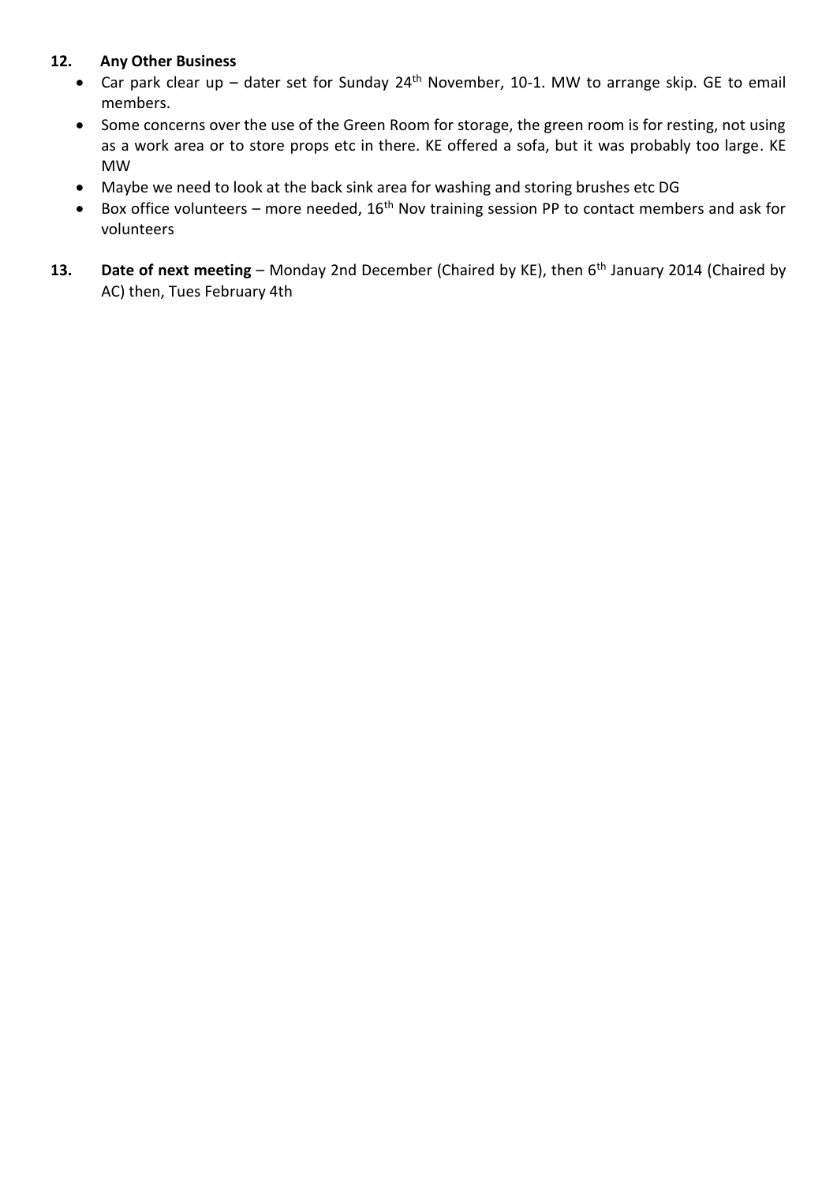**12. Any Other Business**

- Car park clear up – dater set for Sunday 24th November, 10-1. MW to arrange skip. GE to email members.
- Some concerns over the use of the Green Room for storage, the green room is for resting, not using as a work area or to store props etc in there. KE offered a sofa, but it was probably too large. KE MW
- Maybe we need to look at the back sink area for washing and storing brushes etc DG
- Box office volunteers – more needed, 16th Nov training session PP to contact members and ask for volunteers

**13. Date of next meeting** – Monday 2nd December (Chaired by KE), then 6th January 2014 (Chaired by AC) then, Tues February 4th